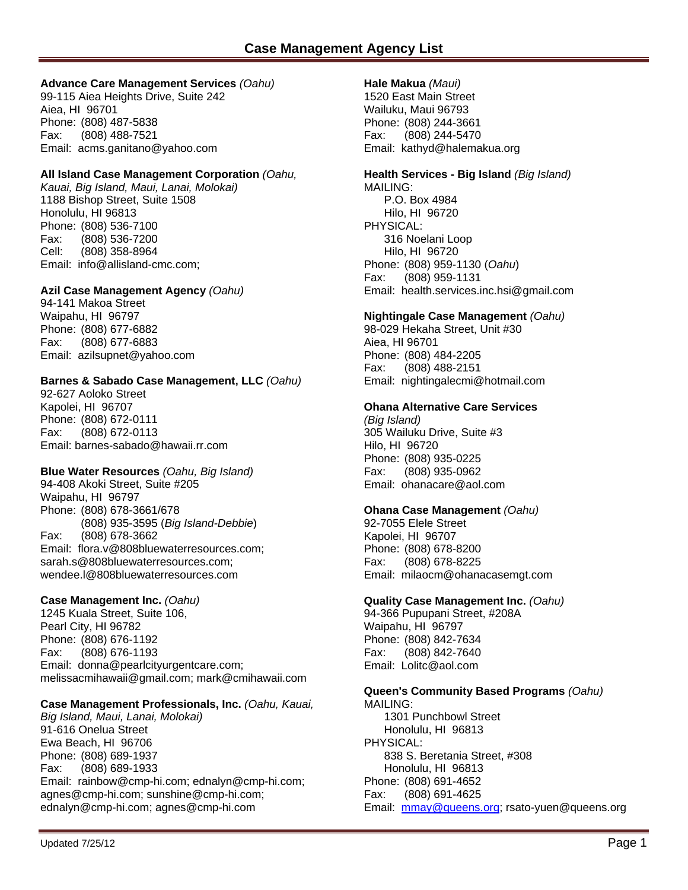# Case Management Agency List

**Advance Care Management Services** *(Oahu)*
99-115 Aiea Heights Drive, Suite 242
Aiea, HI 96701
Phone: (808) 487-5838
Fax: (808) 488-7521
Email: acms.ganitano@yahoo.com

**All Island Case Management Corporation** *(Oahu, Kauai, Big Island, Maui, Lanai, Molokai)*
1188 Bishop Street, Suite 1508
Honolulu, HI 96813
Phone: (808) 536-7100
Fax: (808) 536-7200
Cell: (808) 358-8964
Email: info@allisland-cmc.com;

**Azil Case Management Agency** *(Oahu)*
94-141 Makoa Street
Waipahu, HI 96797
Phone: (808) 677-6882
Fax: (808) 677-6883
Email: azilsupnet@yahoo.com

**Barnes & Sabado Case Management, LLC** *(Oahu)*
92-627 Aoloko Street
Kapolei, HI 96707
Phone: (808) 672-0111
Fax: (808) 672-0113
Email: barnes-sabado@hawaii.rr.com

**Blue Water Resources** *(Oahu, Big Island)*
94-408 Akoki Street, Suite #205
Waipahu, HI 96797
Phone: (808) 678-3661/678
(808) 935-3595 (*Big Island-Debbie*)
Fax: (808) 678-3662
Email: flora.v@808bluewaterresources.com; sarah.s@808bluewaterresources.com; wendee.l@808bluewaterresources.com

**Case Management Inc.** *(Oahu)*
1245 Kuala Street, Suite 106,
Pearl City, HI 96782
Phone: (808) 676-1192
Fax: (808) 676-1193
Email: donna@pearlcityurgentcare.com; melissacmihawaii@gmail.com; mark@cmihawaii.com

**Case Management Professionals, Inc.** *(Oahu, Kauai, Big Island, Maui, Lanai, Molokai)*
91-616 Onelua Street
Ewa Beach, HI 96706
Phone: (808) 689-1937
Fax: (808) 689-1933
Email: rainbow@cmp-hi.com; ednalyn@cmp-hi.com; agnes@cmp-hi.com; sunshine@cmp-hi.com; ednalyn@cmp-hi.com; agnes@cmp-hi.com

**Hale Makua** *(Maui)*
1520 East Main Street
Wailuku, Maui 96793
Phone: (808) 244-3661
Fax: (808) 244-5470
Email: kathyd@halemakua.org

**Health Services - Big Island** *(Big Island)*
MAILING:
P.O. Box 4984
Hilo, HI 96720
PHYSICAL:
316 Noelani Loop
Hilo, HI 96720
Phone: (808) 959-1130 (*Oahu*)
Fax: (808) 959-1131
Email: health.services.inc.hsi@gmail.com

**Nightingale Case Management** *(Oahu)*
98-029 Hekaha Street, Unit #30
Aiea, HI 96701
Phone: (808) 484-2205
Fax: (808) 488-2151
Email: nightingalecmi@hotmail.com

**Ohana Alternative Care Services** *(Big Island)*
305 Wailuku Drive, Suite #3
Hilo, HI 96720
Phone: (808) 935-0225
Fax: (808) 935-0962
Email: ohanacare@aol.com

**Ohana Case Management** *(Oahu)*
92-7055 Elele Street
Kapolei, HI 96707
Phone: (808) 678-8200
Fax: (808) 678-8225
Email: milaocm@ohanacasemgt.com

**Quality Case Management Inc.** *(Oahu)*
94-366 Pupupani Street, #208A
Waipahu, HI 96797
Phone: (808) 842-7634
Fax: (808) 842-7640
Email: Lolitc@aol.com

**Queen's Community Based Programs** *(Oahu)*
MAILING:
1301 Punchbowl Street
Honolulu, HI 96813
PHYSICAL:
838 S. Beretania Street, #308
Honolulu, HI 96813
Phone: (808) 691-4652
Fax: (808) 691-4625
Email: mmay@queens.org; rsato-yuen@queens.org

Updated 7/25/12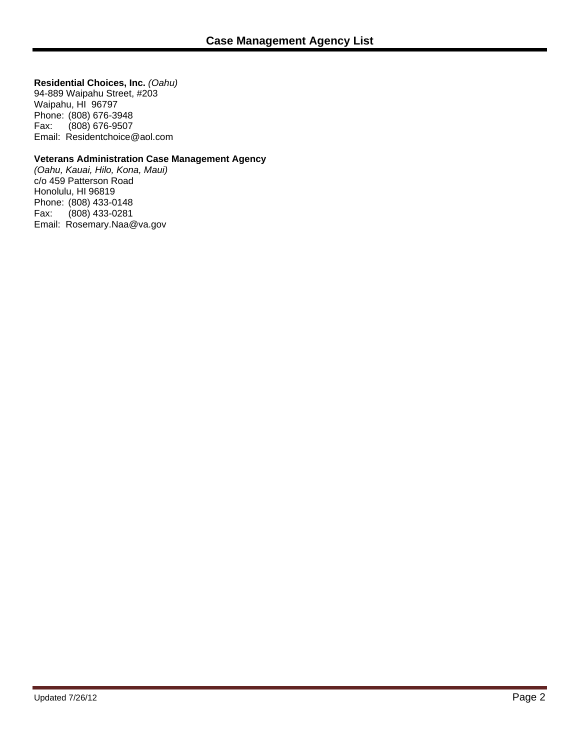**Residential Choices, Inc.** *(Oahu)*
94-889 Waipahu Street, #203
Waipahu, HI 96797
Phone: (808) 676-3948
Fax: (808) 676-9507
Email: Residentchoice@aol.com

**Veterans Administration Case Management Agency**
*(Oahu, Kauai, Hilo, Kona, Maui)*
c/o 459 Patterson Road
Honolulu, HI 96819
Phone: (808) 433-0148
Fax: (808) 433-0281
Email: Rosemary.Naa@va.gov